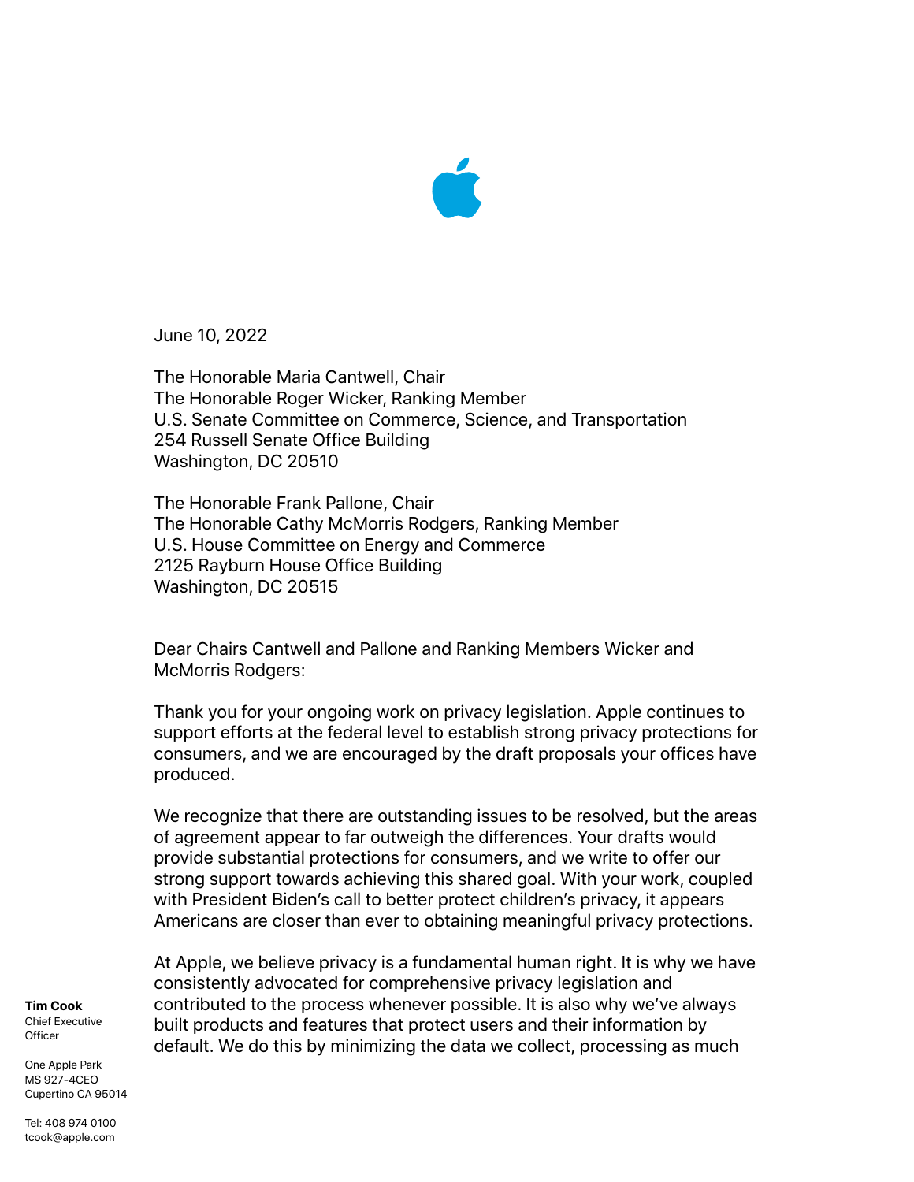June 10, 2022

The Honorable Maria Cantwell, Chair
The Honorable Roger Wicker, Ranking Member
U.S. Senate Committee on Commerce, Science, and Transportation
254 Russell Senate Office Building
Washington, DC 20510

The Honorable Frank Pallone, Chair
The Honorable Cathy McMorris Rodgers, Ranking Member
U.S. House Committee on Energy and Commerce
2125 Rayburn House Office Building
Washington, DC 20515

Dear Chairs Cantwell and Pallone and Ranking Members Wicker and McMorris Rodgers:

Thank you for your ongoing work on privacy legislation. Apple continues to support efforts at the federal level to establish strong privacy protections for consumers, and we are encouraged by the draft proposals your offices have produced.

We recognize that there are outstanding issues to be resolved, but the areas of agreement appear to far outweigh the differences. Your drafts would provide substantial protections for consumers, and we write to offer our strong support towards achieving this shared goal. With your work, coupled with President Biden's call to better protect children's privacy, it appears Americans are closer than ever to obtaining meaningful privacy protections.

At Apple, we believe privacy is a fundamental human right. It is why we have consistently advocated for comprehensive privacy legislation and contributed to the process whenever possible. It is also why we've always built products and features that protect users and their information by default. We do this by minimizing the data we collect, processing as much

**Tim Cook**
Chief Executive Officer

One Apple Park
MS 927-4CEO
Cupertino CA 95014

Tel: 408 974 0100
tcook@apple.com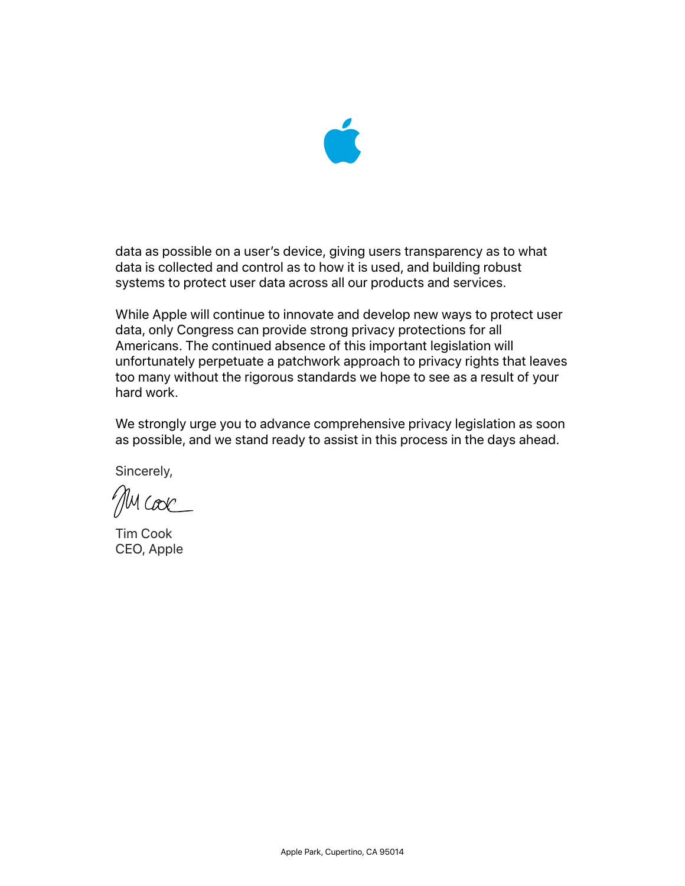data as possible on a user's device, giving users transparency as to what data is collected and control as to how it is used, and building robust systems to protect user data across all our products and services.

While Apple will continue to innovate and develop new ways to protect user data, only Congress can provide strong privacy protections for all Americans. The continued absence of this important legislation will unfortunately perpetuate a patchwork approach to privacy rights that leaves too many without the rigorous standards we hope to see as a result of your hard work.

We strongly urge you to advance comprehensive privacy legislation as soon as possible, and we stand ready to assist in this process in the days ahead.

Sincerely,

Tim Cook
CEO, Apple

Apple Park, Cupertino, CA 95014